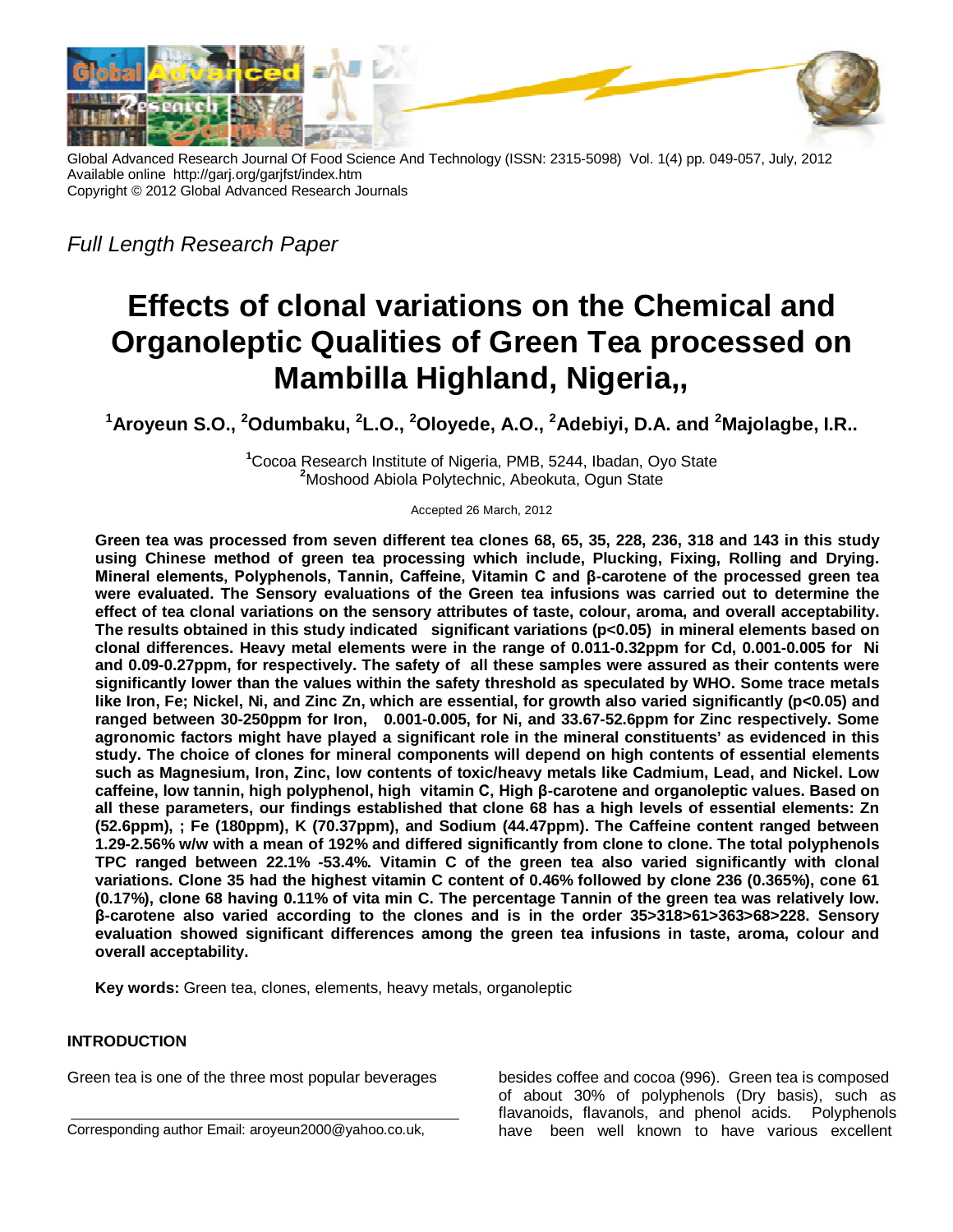Global Advanced Research Journal Of Food Science And Technology (ISSN: 2315-5098) Vol. 1(4) pp. 049-057, July, 2012
Available online http://garj.org/garjfst/index.htm
Copyright © 2012 Global Advanced Research Journals

*Full Length Research Paper*

# Effects of clonal variations on the Chemical and Organoleptic Qualities of Green Tea processed on Mambilla Highland, Nigeria,,

**[1]Aroyeun S.O., [2]Odumbaku, [2]L.O., [2]Oloyede, A.O., [2]Adebiyi, D.A. and [2]Majolagbe, I.R..**

[1]Cocoa Research Institute of Nigeria, PMB, 5244, Ibadan, Oyo State
[2]Moshood Abiola Polytechnic, Abeokuta, Ogun State

Accepted 26 March, 2012

**Green tea was processed from seven different tea clones 68, 65, 35, 228, 236, 318 and 143 in this study using Chinese method of green tea processing which include, Plucking, Fixing, Rolling and Drying. Mineral elements, Polyphenols, Tannin, Caffeine, Vitamin C and β-carotene of the processed green tea were evaluated. The Sensory evaluations of the Green tea infusions was carried out to determine the effect of tea clonal variations on the sensory attributes of taste, colour, aroma, and overall acceptability. The results obtained in this study indicated significant variations ($p<0.05$) in mineral elements based on clonal differences. Heavy metal elements were in the range of 0.011-0.32ppm for Cd, 0.001-0.005 for Ni and 0.09-0.27ppm, for respectively. The safety of all these samples were assured as their contents were significantly lower than the values within the safety threshold as speculated by WHO. Some trace metals like Iron, Fe; Nickel, Ni, and Zinc Zn, which are essential, for growth also varied significantly ($p<0.05$) and ranged between 30-250ppm for Iron, 0.001-0.005, for Ni, and 33.67-52.6ppm for Zinc respectively. Some agronomic factors might have played a significant role in the mineral constituents' as evidenced in this study. The choice of clones for mineral components will depend on high contents of essential elements such as Magnesium, Iron, Zinc, low contents of toxic/heavy metals like Cadmium, Lead, and Nickel. Low caffeine, low tannin, high polyphenol, high vitamin C, High β-carotene and organoleptic values. Based on all these parameters, our findings established that clone 68 has a high levels of essential elements: Zn (52.6ppm), ; Fe (180ppm), K (70.37ppm), and Sodium (44.47ppm). The Caffeine content ranged between 1.29-2.56% w/w with a mean of 192% and differed significantly from clone to clone. The total polyphenols TPC ranged between 22.1% -53.4%. Vitamin C of the green tea also varied significantly with clonal variations. Clone 35 had the highest vitamin C content of 0.46% followed by clone 236 (0.365%), cone 61 (0.17%), clone 68 having 0.11% of vita min C. The percentage Tannin of the green tea was relatively low. β-carotene also varied according to the clones and is in the order 35>318>61>363>68>228. Sensory evaluation showed significant differences among the green tea infusions in taste, aroma, colour and overall acceptability.**

**Key words:** Green tea, clones, elements, heavy metals, organoleptic

## INTRODUCTION

Green tea is one of the three most popular beverages besides coffee and cocoa (996). Green tea is composed of about 30% of polyphenols (Dry basis), such as flavanoids, flavanols, and phenol acids. Polyphenols have been well known to have various excellent

Corresponding author Email: aroyeun2000@yahoo.co.uk,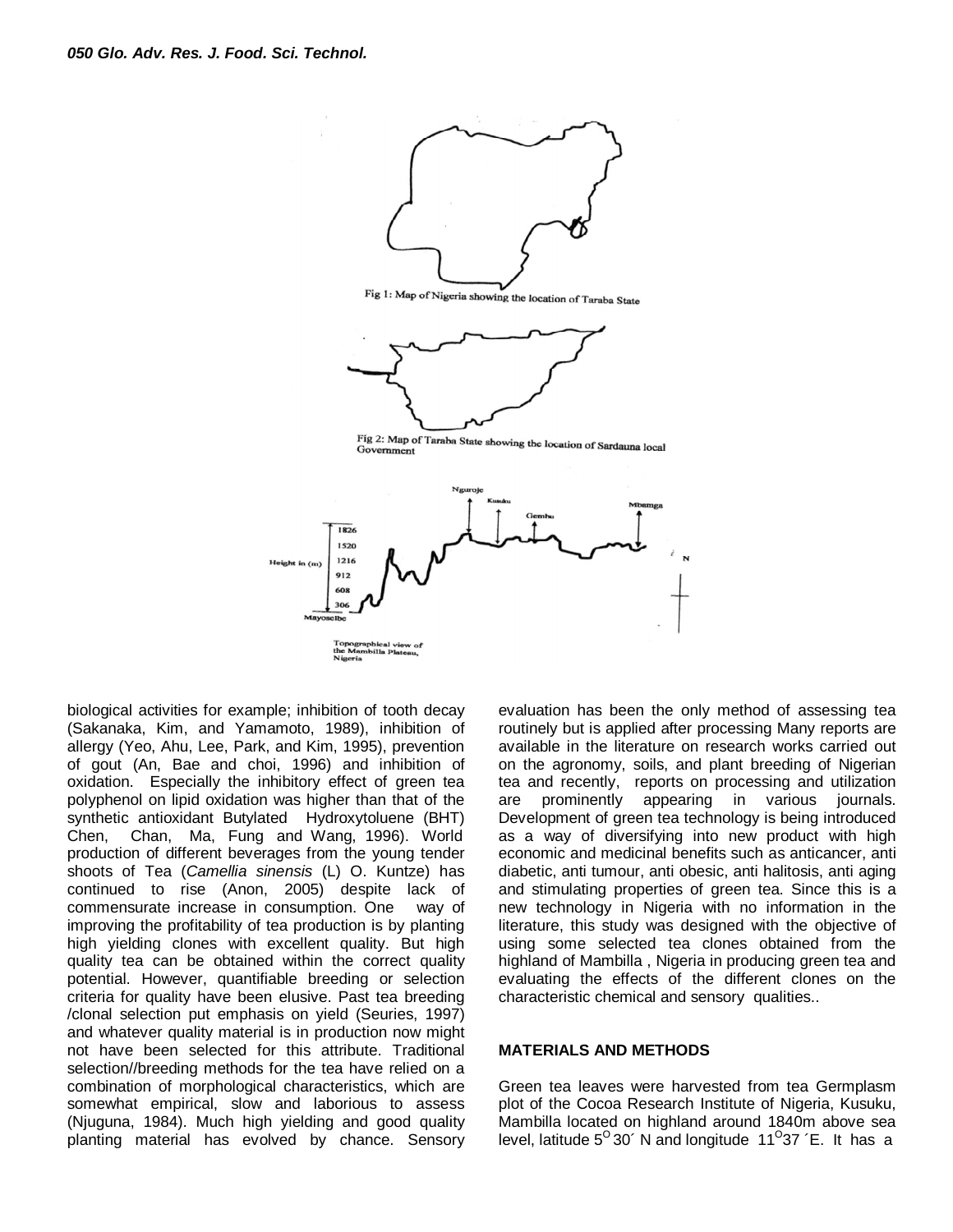Fig 1: Map of Nigeria showing the location of Taraba State

Fig 2: Map of Taraba State showing the location of Sardauna local Government

Topographical view of the Mambilla Plateau, Nigeria

biological activities for example; inhibition of tooth decay (Sakanaka, Kim, and Yamamoto, 1989), inhibition of allergy (Yeo, Ahu, Lee, Park, and Kim, 1995), prevention of gout (An, Bae and choi, 1996) and inhibition of oxidation. Especially the inhibitory effect of green tea polyphenol on lipid oxidation was higher than that of the synthetic antioxidant Butylated Hydroxytoluene (BHT) Chen, Chan, Ma, Fung and Wang, 1996). World production of different beverages from the young tender shoots of Tea (*Camellia sinensis* (L) O. Kuntze) has continued to rise (Anon, 2005) despite lack of commensurate increase in consumption. One way of improving the profitability of tea production is by planting high yielding clones with excellent quality. But high quality tea can be obtained within the correct quality potential. However, quantifiable breeding or selection criteria for quality have been elusive. Past tea breeding /clonal selection put emphasis on yield (Seuries, 1997) and whatever quality material is in production now might not have been selected for this attribute. Traditional selection//breeding methods for the tea have relied on a combination of morphological characteristics, which are somewhat empirical, slow and laborious to assess (Njuguna, 1984). Much high yielding and good quality planting material has evolved by chance. Sensory evaluation has been the only method of assessing tea routinely but is applied after processing Many reports are available in the literature on research works carried out on the agronomy, soils, and plant breeding of Nigerian tea and recently, reports on processing and utilization are prominently appearing in various journals. Development of green tea technology is being introduced as a way of diversifying into new product with high economic and medicinal benefits such as anticancer, anti diabetic, anti tumour, anti obesic, anti halitosis, anti aging and stimulating properties of green tea. Since this is a new technology in Nigeria with no information in the literature, this study was designed with the objective of using some selected tea clones obtained from the highland of Mambilla , Nigeria in producing green tea and evaluating the effects of the different clones on the characteristic chemical and sensory qualities..

## MATERIALS AND METHODS

Green tea leaves were harvested from tea Germplasm plot of the Cocoa Research Institute of Nigeria, Kusuku, Mambilla located on highland around 1840m above sea level, latitude $5^{O}$ 30´ N and longitude $11^{O}$37 ´E. It has a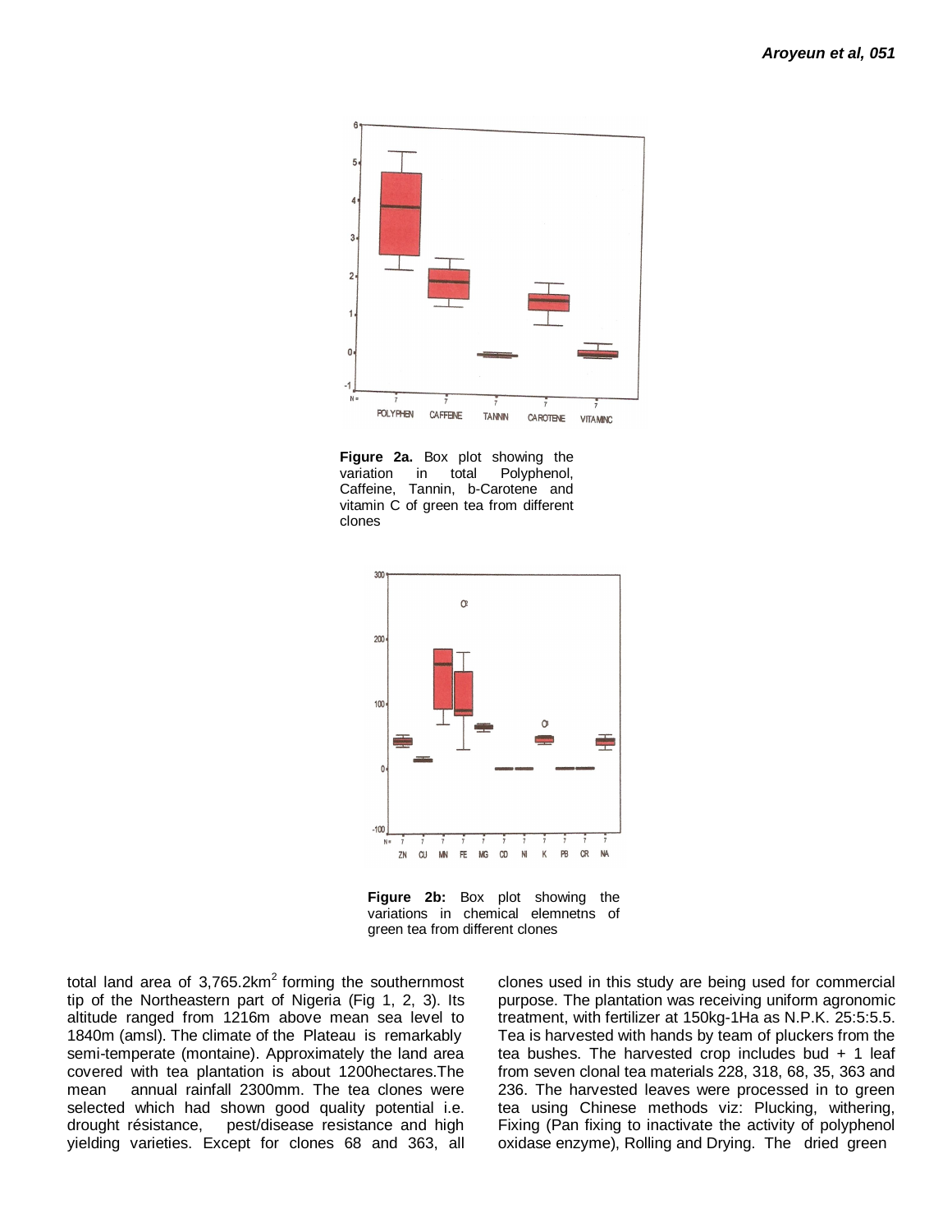**Figure 2a.** Box plot showing the variation in total Polyphenol, Caffeine, Tannin, b-Carotene and vitamin C of green tea from different clones

**Figure 2b:** Box plot showing the variations in chemical elemnetns of green tea from different clones

total land area of 3,765.2km$^2$ forming the southernmost tip of the Northeastern part of Nigeria (Fig 1, 2, 3). Its altitude ranged from 1216m above mean sea level to 1840m (amsl). The climate of the Plateau is remarkably semi-temperate (montaine). Approximately the land area covered with tea plantation is about 1200hectares.The mean annual rainfall 2300mm. The tea clones were selected which had shown good quality potential i.e. drought résistance, pest/disease resistance and high yielding varieties. Except for clones 68 and 363, all clones used in this study are being used for commercial purpose. The plantation was receiving uniform agronomic treatment, with fertilizer at 150kg-1Ha as N.P.K. 25:5:5.5. Tea is harvested with hands by team of pluckers from the tea bushes. The harvested crop includes bud + 1 leaf from seven clonal tea materials 228, 318, 68, 35, 363 and 236. The harvested leaves were processed in to green tea using Chinese methods viz: Plucking, withering, Fixing (Pan fixing to inactivate the activity of polyphenol oxidase enzyme), Rolling and Drying. The dried green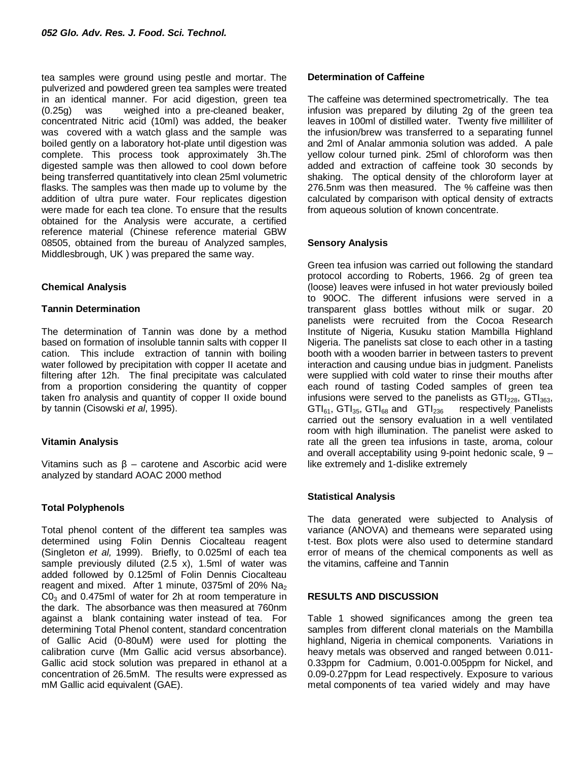tea samples were ground using pestle and mortar. The pulverized and powdered green tea samples were treated in an identical manner. For acid digestion, green tea (0.25g) was weighed into a pre-cleaned beaker, concentrated Nitric acid (10ml) was added, the beaker was covered with a watch glass and the sample was boiled gently on a laboratory hot-plate until digestion was complete. This process took approximately 3h.The digested sample was then allowed to cool down before being transferred quantitatively into clean 25ml volumetric flasks. The samples was then made up to volume by the addition of ultra pure water. Four replicates digestion were made for each tea clone. To ensure that the results obtained for the Analysis were accurate, a certified reference material (Chinese reference material GBW 08505, obtained from the bureau of Analyzed samples, Middlesbrough, UK ) was prepared the same way.

## Chemical Analysis

### Tannin Determination

The determination of Tannin was done by a method based on formation of insoluble tannin salts with copper II cation. This include extraction of tannin with boiling water followed by precipitation with copper II acetate and filtering after 12h. The final precipitate was calculated from a proportion considering the quantity of copper taken fro analysis and quantity of copper II oxide bound by tannin (Cisowski *et al*, 1995).

### Vitamin Analysis

Vitamins such as β – carotene and Ascorbic acid were analyzed by standard AOAC 2000 method

### Total Polyphenols

Total phenol content of the different tea samples was determined using Folin Dennis Ciocalteau reagent (Singleton *et al,* 1999). Briefly, to 0.025ml of each tea sample previously diluted (2.5 x), 1.5ml of water was added followed by 0.125ml of Folin Dennis Ciocalteau reagent and mixed. After 1 minute, 0375ml of 20% $Na_2$ $C0_3$ and 0.475ml of water for 2h at room temperature in the dark. The absorbance was then measured at 760nm against a blank containing water instead of tea. For determining Total Phenol content, standard concentration of Gallic Acid (0-80uM) were used for plotting the calibration curve (Mm Gallic acid versus absorbance). Gallic acid stock solution was prepared in ethanol at a concentration of 26.5mM. The results were expressed as mM Gallic acid equivalent (GAE).

### Determination of Caffeine

The caffeine was determined spectrometrically. The tea infusion was prepared by diluting 2g of the green tea leaves in 100ml of distilled water. Twenty five milliliter of the infusion/brew was transferred to a separating funnel and 2ml of Analar ammonia solution was added. A pale yellow colour turned pink. 25ml of chloroform was then added and extraction of caffeine took 30 seconds by shaking. The optical density of the chloroform layer at 276.5nm was then measured. The % caffeine was then calculated by comparison with optical density of extracts from aqueous solution of known concentrate.

### Sensory Analysis

Green tea infusion was carried out following the standard protocol according to Roberts, 1966. 2g of green tea (loose) leaves were infused in hot water previously boiled to 90OC. The different infusions were served in a transparent glass bottles without milk or sugar. 20 panelists were recruited from the Cocoa Research Institute of Nigeria, Kusuku station Mambilla Highland Nigeria. The panelists sat close to each other in a tasting booth with a wooden barrier in between tasters to prevent interaction and causing undue bias in judgment. Panelists were supplied with cold water to rinse their mouths after each round of tasting Coded samples of green tea infusions were served to the panelists as $GTI_{228}$, $GTI_{363}$, $GTI_{61}$, $GTI_{35}$, $GTI_{68}$ and $GTI_{236}$ respectively. Panelists carried out the sensory evaluation in a well ventilated room with high illumination. The panelist were asked to rate all the green tea infusions in taste, aroma, colour and overall acceptability using 9-point hedonic scale, 9 – like extremely and 1-dislike extremely

### Statistical Analysis

The data generated were subjected to Analysis of variance (ANOVA) and themeans were separated using t-test. Box plots were also used to determine standard error of means of the chemical components as well as the vitamins, caffeine and Tannin

## RESULTS AND DISCUSSION

Table 1 showed significances among the green tea samples from different clonal materials on the Mambilla highland, Nigeria in chemical components. Variations in heavy metals was observed and ranged between 0.011-0.33ppm for Cadmium, 0.001-0.005ppm for Nickel, and 0.09-0.27ppm for Lead respectively. Exposure to various metal components of tea varied widely and may have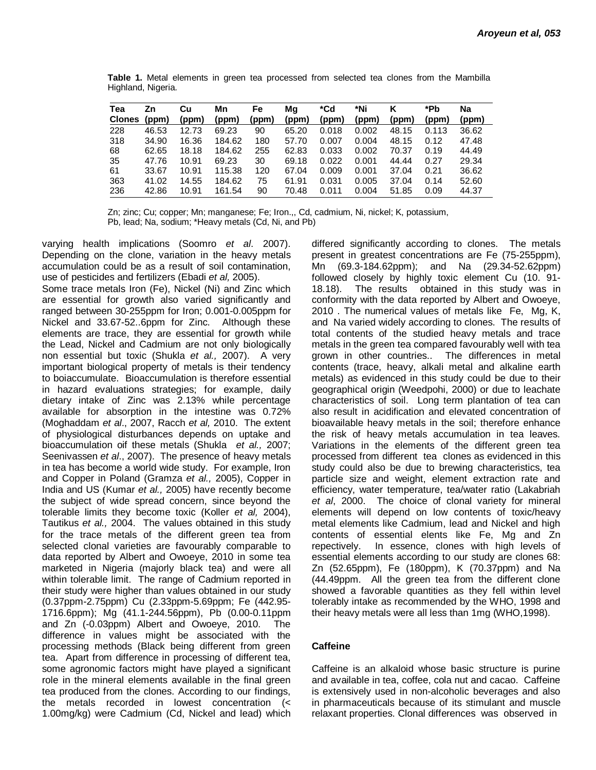**Table 1.** Metal elements in green tea processed from selected tea clones from the Mambilla Highland, Nigeria.

| Tea Clones | Zn (ppm) | Cu (ppm) | Mn (ppm) | Fe (ppm) | Mg (ppm) | *Cd (ppm) | *Ni (ppm) | K (ppm) | *Pb (ppm) | Na (ppm) |
|---|---|---|---|---|---|---|---|---|---|---|
| 228 | 46.53 | 12.73 | 69.23 | 90 | 65.20 | 0.018 | 0.002 | 48.15 | 0.113 | 36.62 |
| 318 | 34.90 | 16.36 | 184.62 | 180 | 57.70 | 0.007 | 0.004 | 48.15 | 0.12 | 47.48 |
| 68 | 62.65 | 18.18 | 184.62 | 255 | 62.83 | 0.033 | 0.002 | 70.37 | 0.19 | 44.49 |
| 35 | 47.76 | 10.91 | 69.23 | 30 | 69.18 | 0.022 | 0.001 | 44.44 | 0.27 | 29.34 |
| 61 | 33.67 | 10.91 | 115.38 | 120 | 67.04 | 0.009 | 0.001 | 37.04 | 0.21 | 36.62 |
| 363 | 41.02 | 14.55 | 184.62 | 75 | 61.91 | 0.031 | 0.005 | 37.04 | 0.14 | 52.60 |
| 236 | 42.86 | 10.91 | 161.54 | 90 | 70.48 | 0.011 | 0.004 | 51.85 | 0.09 | 44.37 |

Zn; zinc; Cu; copper; Mn; manganese; Fe; Iron.,, Cd, cadmium, Ni, nickel; K, potassium, Pb, lead; Na, sodium; *Heavy metals (Cd, Ni, and Pb)

varying health implications (Soomro *et al*. 2007). Depending on the clone, variation in the heavy metals accumulation could be as a result of soil contamination, use of pesticides and fertilizers (Ebadi *et al,* 2005).

Some trace metals Iron (Fe), Nickel (Ni) and Zinc which are essential for growth also varied significantly and ranged between 30-255ppm for Iron; 0.001-0.005ppm for Nickel and 33.67-52..6ppm for Zinc. Although these elements are trace, they are essential for growth while the Lead, Nickel and Cadmium are not only biologically non essential but toxic (Shukla *et al.,* 2007). A very important biological property of metals is their tendency to boiaccumulate. Bioaccumulation is therefore essential in hazard evaluations strategies; for example, daily dietary intake of Zinc was 2.13% while percentage available for absorption in the intestine was 0.72% (Moghaddam *et al*., 2007, Racch *et al,* 2010. The extent of physiological disturbances depends on uptake and bioaccumulation oif these metals (Shukla *et al.,* 2007; Seenivassen *et al*., 2007). The presence of heavy metals in tea has become a world wide study. For example, Iron and Copper in Poland (Gramza *et al.,* 2005), Copper in India and US (Kumar *et al.,* 2005) have recently become the subject of wide spread concern, since beyond the tolerable limits they become toxic (Koller *et al,* 2004), Tautikus *et al.,* 2004. The values obtained in this study for the trace metals of the different green tea from selected clonal varieties are favourably comparable to data reported by Albert and Owoeye, 2010 in some tea marketed in Nigeria (majorly black tea) and were all within tolerable limit. The range of Cadmium reported in their study were higher than values obtained in our study (0.37ppm-2.75ppm) Cu (2.33ppm-5.69ppm; Fe (442.95-1716.6ppm); Mg (41.1-244.56ppm), Pb (0.00-0.11ppm and Zn (-0.03ppm) Albert and Owoeye, 2010. The difference in values might be associated with the processing methods (Black being different from green tea. Apart from difference in processing of different tea, some agronomic factors might have played a significant role in the mineral elements available in the final green tea produced from the clones. According to our findings, the metals recorded in lowest concentration (< 1.00mg/kg) were Cadmium (Cd, Nickel and lead) which differed significantly according to clones. The metals present in greatest concentrations are Fe (75-255ppm), Mn (69.3-184.62ppm); and Na (29.34-52.62ppm) followed closely by highly toxic element Cu (10. 91-18.18). The results obtained in this study was in conformity with the data reported by Albert and Owoeye, 2010 . The numerical values of metals like Fe, Mg, K, and Na varied widely according to clones. The results of total contents of the studied heavy metals and trace metals in the green tea compared favourably well with tea grown in other countries.. The differences in metal contents (trace, heavy, alkali metal and alkaline earth metals) as evidenced in this study could be due to their geographical origin (Weedpohi, 2000) or due to leachate characteristics of soil. Long term plantation of tea can also result in acidification and elevated concentration of bioavailable heavy metals in the soil; therefore enhance the risk of heavy metals accumulation in tea leaves. Variations in the elements of the different green tea processed from different tea clones as evidenced in this study could also be due to brewing characteristics, tea particle size and weight, element extraction rate and efficiency, water temperature, tea/water ratio (Lakabriah *et al*, 2000. The choice of clonal variety for mineral elements will depend on low contents of toxic/heavy metal elements like Cadmium, lead and Nickel and high contents of essential elents like Fe, Mg and Zn repectively. In essence, clones with high levels of essential elements according to our study are clones 68: Zn (52.65ppm), Fe (180ppm), K (70.37ppm) and Na (44.49ppm. All the green tea from the different clone showed a favorable quantities as they fell within level tolerably intake as recommended by the WHO, 1998 and their heavy metals were all less than 1mg (WHO,1998).

## Caffeine

Caffeine is an alkaloid whose basic structure is purine and available in tea, coffee, cola nut and cacao. Caffeine is extensively used in non-alcoholic beverages and also in pharmaceuticals because of its stimulant and muscle relaxant properties. Clonal differences was observed in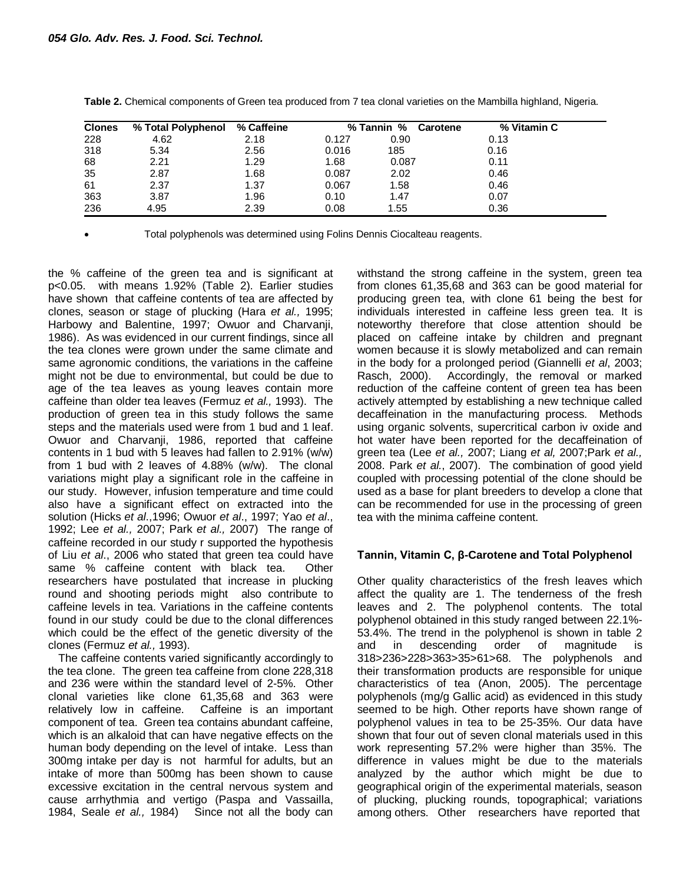**Table 2.** Chemical components of Green tea produced from 7 tea clonal varieties on the Mambilla highland, Nigeria.

| Clones | % Total Polyphenol | % Caffeine | % Tannin | % Carotene | % Vitamin C |
|---|---|---|---|---|---|
| 228 | 4.62 | 2.18 | 0.127 | 0.90 | 0.13 |
| 318 | 5.34 | 2.56 | 0.016 | 185 | 0.16 |
| 68 | 2.21 | 1.29 | 1.68 | 0.087 | 0.11 |
| 35 | 2.87 | 1.68 | 0.087 | 2.02 | 0.46 |
| 61 | 2.37 | 1.37 | 0.067 | 1.58 | 0.46 |
| 363 | 3.87 | 1.96 | 0.10 | 1.47 | 0.07 |
| 236 | 4.95 | 2.39 | 0.08 | 1.55 | 0.36 |

- Total polyphenols was determined using Folins Dennis Ciocalteau reagents.

the % caffeine of the green tea and is significant at $p<0.05$. with means 1.92% (Table 2). Earlier studies have shown that caffeine contents of tea are affected by clones, season or stage of plucking (Hara *et al.,* 1995; Harbowy and Balentine, 1997; Owuor and Charvanji, 1986). As was evidenced in our current findings, since all the tea clones were grown under the same climate and same agronomic conditions, the variations in the caffeine might not be due to environmental, but could be due to age of the tea leaves as young leaves contain more caffeine than older tea leaves (Fermuz *et al.,* 1993). The production of green tea in this study follows the same steps and the materials used were from 1 bud and 1 leaf. Owuor and Charvanji, 1986, reported that caffeine contents in 1 bud with 5 leaves had fallen to 2.91% (w/w) from 1 bud with 2 leaves of 4.88% (w/w). The clonal variations might play a significant role in the caffeine in our study. However, infusion temperature and time could also have a significant effect on extracted into the solution (Hicks *et al*.,1996; Owuor *et al*., 1997; Yao *et al*., 1992; Lee *et al.,* 2007; Park *et al.,* 2007) The range of caffeine recorded in our study r supported the hypothesis of Liu *et al*., 2006 who stated that green tea could have same % caffeine content with black tea. Other researchers have postulated that increase in plucking round and shooting periods might also contribute to caffeine levels in tea. Variations in the caffeine contents found in our study could be due to the clonal differences which could be the effect of the genetic diversity of the clones (Fermuz *et al.,* 1993).

The caffeine contents varied significantly accordingly to the tea clone. The green tea caffeine from clone 228,318 and 236 were within the standard level of 2-5%. Other clonal varieties like clone 61,35,68 and 363 were relatively low in caffeine. Caffeine is an important component of tea. Green tea contains abundant caffeine, which is an alkaloid that can have negative effects on the human body depending on the level of intake. Less than 300mg intake per day is not harmful for adults, but an intake of more than 500mg has been shown to cause excessive excitation in the central nervous system and cause arrhythmia and vertigo (Paspa and Vassailla, 1984, Seale *et al.,* 1984) Since not all the body can withstand the strong caffeine in the system, green tea from clones 61,35,68 and 363 can be good material for producing green tea, with clone 61 being the best for individuals interested in caffeine less green tea. It is noteworthy therefore that close attention should be placed on caffeine intake by children and pregnant women because it is slowly metabolized and can remain in the body for a prolonged period (Giannelli *et al*, 2003; Rasch, 2000). Accordingly, the removal or marked reduction of the caffeine content of green tea has been actively attempted by establishing a new technique called decaffeination in the manufacturing process. Methods using organic solvents, supercritical carbon iv oxide and hot water have been reported for the decaffeination of green tea (Lee *et al.,* 2007; Liang *et al,* 2007;Park *et al.,* 2008. Park *et al.*, 2007). The combination of good yield coupled with processing potential of the clone should be used as a base for plant breeders to develop a clone that can be recommended for use in the processing of green tea with the minima caffeine content.

### Tannin, Vitamin C, β-Carotene and Total Polyphenol

Other quality characteristics of the fresh leaves which affect the quality are 1. The tenderness of the fresh leaves and 2. The polyphenol contents. The total polyphenol obtained in this study ranged between 22.1%-53.4%. The trend in the polyphenol is shown in table 2 and in descending order of magnitude is 318>236>228>363>35>61>68. The polyphenols and their transformation products are responsible for unique characteristics of tea (Anon, 2005). The percentage polyphenols (mg/g Gallic acid) as evidenced in this study seemed to be high. Other reports have shown range of polyphenol values in tea to be 25-35%. Our data have shown that four out of seven clonal materials used in this work representing 57.2% were higher than 35%. The difference in values might be due to the materials analyzed by the author which might be due to geographical origin of the experimental materials, season of plucking, plucking rounds, topographical; variations among others. Other researchers have reported that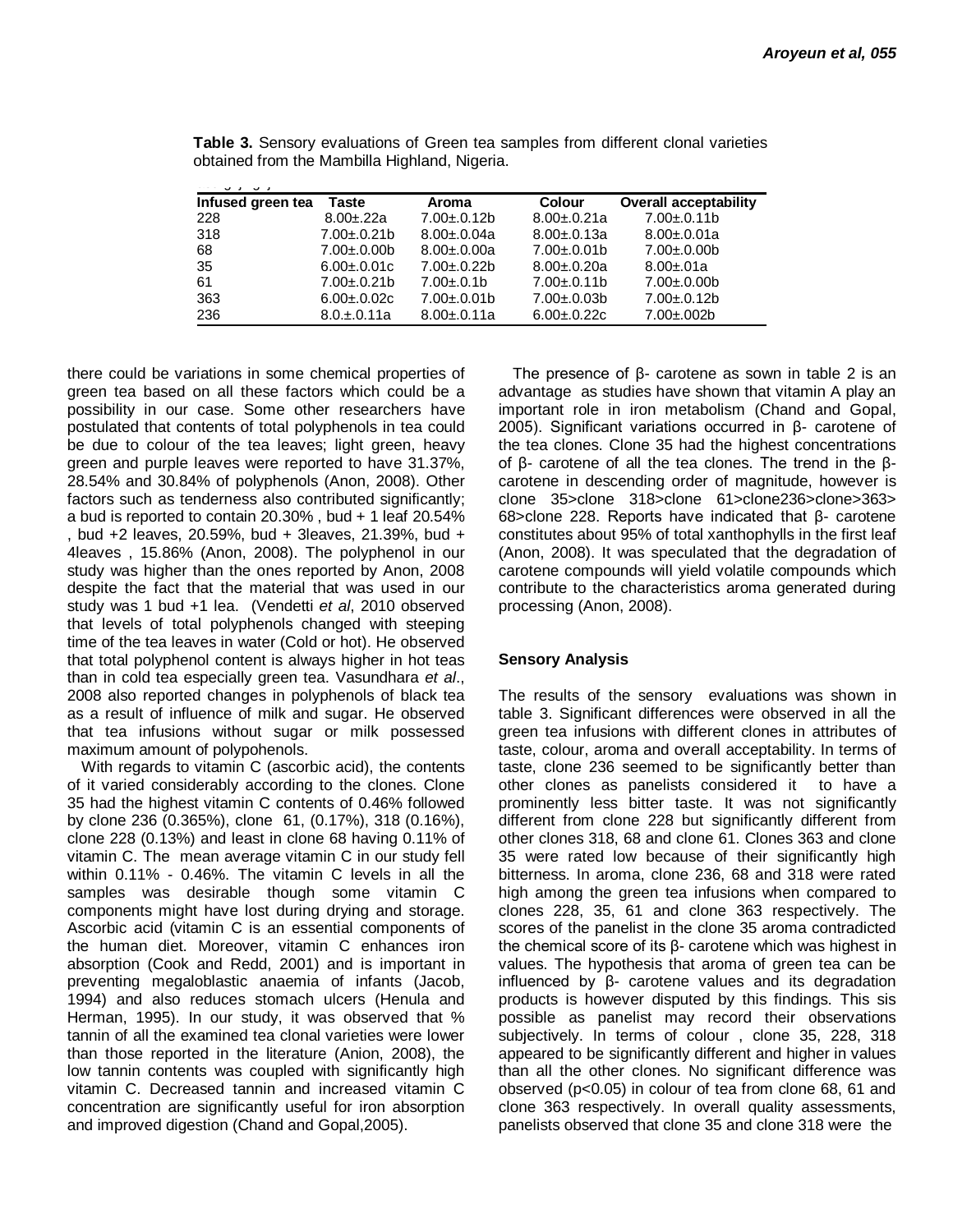**Table 3.** Sensory evaluations of Green tea samples from different clonal varieties obtained from the Mambilla Highland, Nigeria.

| Infused green tea | Taste | Aroma | Colour | Overall acceptability |
|---|---|---|---|---|
| 228 | 8.00±.22a | 7.00±.0.12b | 8.00±.0.21a | 7.00±.0.11b |
| 318 | 7.00±.0.21b | 8.00±.0.04a | 8.00±.0.13a | 8.00±.0.01a |
| 68 | 7.00±.0.00b | 8.00±.0.00a | 7.00±.0.01b | 7.00±.0.00b |
| 35 | 6.00±.0.01c | 7.00±.0.22b | 8.00±.0.20a | 8.00±.01a |
| 61 | 7.00±.0.21b | 7.00±.0.1b | 7.00±.0.11b | 7.00±.0.00b |
| 363 | 6.00±.0.02c | 7.00±.0.01b | 7.00±.0.03b | 7.00±.0.12b |
| 236 | 8.0.±.0.11a | 8.00±.0.11a | 6.00±.0.22c | 7.00±.002b |

there could be variations in some chemical properties of green tea based on all these factors which could be a possibility in our case. Some other researchers have postulated that contents of total polyphenols in tea could be due to colour of the tea leaves; light green, heavy green and purple leaves were reported to have 31.37%, 28.54% and 30.84% of polyphenols (Anon, 2008). Other factors such as tenderness also contributed significantly; a bud is reported to contain 20.30% , bud + 1 leaf 20.54% , bud +2 leaves, 20.59%, bud + 3leaves, 21.39%, bud + 4leaves , 15.86% (Anon, 2008). The polyphenol in our study was higher than the ones reported by Anon, 2008 despite the fact that the material that was used in our study was 1 bud +1 lea. (Vendetti *et al*, 2010 observed that levels of total polyphenols changed with steeping time of the tea leaves in water (Cold or hot). He observed that total polyphenol content is always higher in hot teas than in cold tea especially green tea. Vasundhara *et al*., 2008 also reported changes in polyphenols of black tea as a result of influence of milk and sugar. He observed that tea infusions without sugar or milk possessed maximum amount of polypohenols.

With regards to vitamin C (ascorbic acid), the contents of it varied considerably according to the clones. Clone 35 had the highest vitamin C contents of 0.46% followed by clone 236 (0.365%), clone 61, (0.17%), 318 (0.16%), clone 228 (0.13%) and least in clone 68 having 0.11% of vitamin C. The mean average vitamin C in our study fell within 0.11% - 0.46%. The vitamin C levels in all the samples was desirable though some vitamin C components might have lost during drying and storage. Ascorbic acid (vitamin C is an essential components of the human diet. Moreover, vitamin C enhances iron absorption (Cook and Redd, 2001) and is important in preventing megaloblastic anaemia of infants (Jacob, 1994) and also reduces stomach ulcers (Henula and Herman, 1995). In our study, it was observed that % tannin of all the examined tea clonal varieties were lower than those reported in the literature (Anion, 2008), the low tannin contents was coupled with significantly high vitamin C. Decreased tannin and increased vitamin C concentration are significantly useful for iron absorption and improved digestion (Chand and Gopal,2005).

The presence of β- carotene as sown in table 2 is an advantage as studies have shown that vitamin A play an important role in iron metabolism (Chand and Gopal, 2005). Significant variations occurred in β- carotene of the tea clones. Clone 35 had the highest concentrations of β- carotene of all the tea clones. The trend in the β- carotene in descending order of magnitude, however is clone 35>clone 318>clone 61>clone236>clone>363> 68>clone 228. Reports have indicated that β- carotene constitutes about 95% of total xanthophylls in the first leaf (Anon, 2008). It was speculated that the degradation of carotene compounds will yield volatile compounds which contribute to the characteristics aroma generated during processing (Anon, 2008).

### Sensory Analysis

The results of the sensory evaluations was shown in table 3. Significant differences were observed in all the green tea infusions with different clones in attributes of taste, colour, aroma and overall acceptability. In terms of taste, clone 236 seemed to be significantly better than other clones as panelists considered it to have a prominently less bitter taste. It was not significantly different from clone 228 but significantly different from other clones 318, 68 and clone 61. Clones 363 and clone 35 were rated low because of their significantly high bitterness. In aroma, clone 236, 68 and 318 were rated high among the green tea infusions when compared to clones 228, 35, 61 and clone 363 respectively. The scores of the panelist in the clone 35 aroma contradicted the chemical score of its β- carotene which was highest in values. The hypothesis that aroma of green tea can be influenced by β- carotene values and its degradation products is however disputed by this findings. This sis possible as panelist may record their observations subjectively. In terms of colour , clone 35, 228, 318 appeared to be significantly different and higher in values than all the other clones. No significant difference was observed ($p<0.05$) in colour of tea from clone 68, 61 and clone 363 respectively. In overall quality assessments, panelists observed that clone 35 and clone 318 were the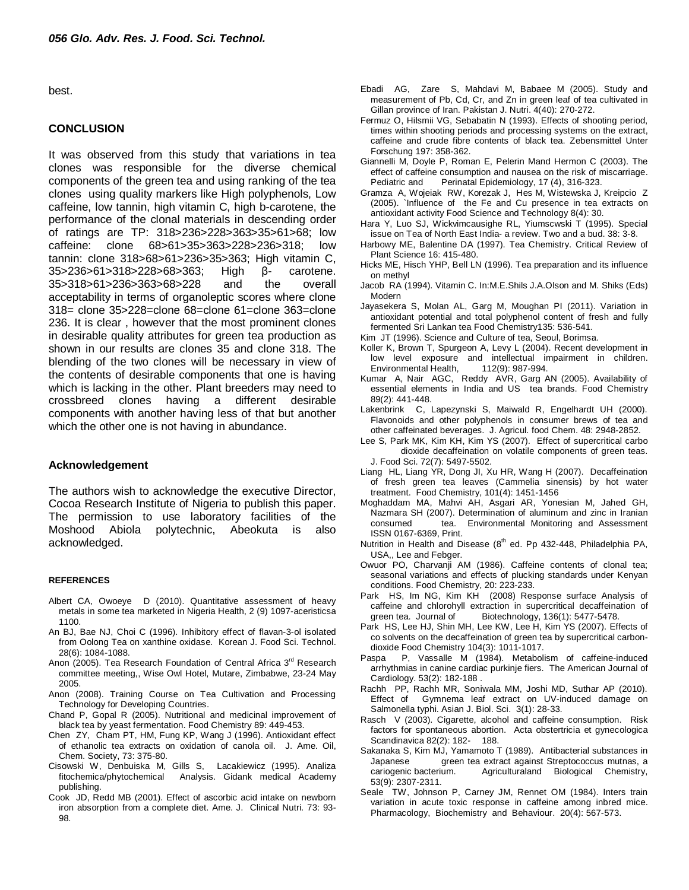best.

## CONCLUSION

It was observed from this study that variations in tea clones was responsible for the diverse chemical components of the green tea and using ranking of the tea clones using quality markers like High polyphenols, Low caffeine, low tannin, high vitamin C, high b-carotene, the performance of the clonal materials in descending order of ratings are TP: 318>236>228>363>35>61>68; low caffeine: clone 68>61>35>363>228>236>318; low tannin: clone 318>68>61>236>35>363; High vitamin C, 35>236>61>318>228>68>363; High β- carotene. 35>318>61>236>363>68>228 and the overall acceptability in terms of organoleptic scores where clone 318= clone 35>228=clone 68=clone 61=clone 363=clone 236. It is clear , however that the most prominent clones in desirable quality attributes for green tea production as shown in our results are clones 35 and clone 318. The blending of the two clones will be necessary in view of the contents of desirable components that one is having which is lacking in the other. Plant breeders may need to crossbreed clones having a different desirable components with another having less of that but another which the other one is not having in abundance.

### Acknowledgement

The authors wish to acknowledge the executive Director, Cocoa Research Institute of Nigeria to publish this paper. The permission to use laboratory facilities of the Moshood Abiola polytechnic, Abeokuta is also acknowledged.

#### REFERENCES

Albert CA, Owoeye D (2010). Quantitative assessment of heavy metals in some tea marketed in Nigeria Health, 2 (9) 1097-aceristicsa 1100.

An BJ, Bae NJ, Choi C (1996). Inhibitory effect of flavan-3-ol isolated from Oolong Tea on xanthine oxidase. Korean J. Food Sci. Technol. 28(6): 1084-1088.

Anon (2005). Tea Research Foundation of Central Africa 3rd Research committee meeting,, Wise Owl Hotel, Mutare, Zimbabwe, 23-24 May 2005.

Anon (2008). Training Course on Tea Cultivation and Processing Technology for Developing Countries.

Chand P, Gopal R (2005). Nutritional and medicinal improvement of black tea by yeast fermentation. Food Chemistry 89: 449-453.

Chen ZY, Cham PT, HM, Fung KP, Wang J (1996). Antioxidant effect of ethanolic tea extracts on oxidation of canola oil. J. Ame. Oil, Chem. Society, 73: 375-80.

Cisowski W, Denbuiska M, Gills S, Lacakiewicz (1995). Analiza fitochemica/phytochemical Analysis. Gidank medical Academy publishing.

Cook JD, Redd MB (2001). Effect of ascorbic acid intake on newborn iron absorption from a complete diet. Ame. J. Clinical Nutri. 73: 93-98.

Ebadi AG, Zare S, Mahdavi M, Babaee M (2005). Study and measurement of Pb, Cd, Cr, and Zn in green leaf of tea cultivated in Gillan province of Iran. Pakistan J. Nutri. 4(40): 270-272.

Fermuz O, Hilsmii VG, Sebabatin N (1993). Effects of shooting period, times within shooting periods and processing systems on the extract, caffeine and crude fibre contents of black tea. Zebensmittel Unter Forschung 197: 358-362.

Giannelli M, Doyle P, Roman E, Pelerin Mand Hermon C (2003). The effect of caffeine consumption and nausea on the risk of miscarriage. Pediatric and Perinatal Epidemiology, 17 (4), 316-323.

Gramza A, Wojeiak RW, Korezak J, Hes M, Wistewska J, Kreipcio Z (2005). `Influence of the Fe and Cu presence in tea extracts on antioxidant activity Food Science and Technology 8(4): 30.

Hara Y, Luo SJ, Wickvimcausighe RL, Yiumscwski T (1995). Special issue on Tea of North East India- a review. Two and a bud. 38: 3-8.

Harbowy ME, Balentine DA (1997). Tea Chemistry. Critical Review of Plant Science 16: 415-480.

Hicks ME, Hisch YHP, Bell LN (1996). Tea preparation and its influence on methyl

Jacob RA (1994). Vitamin C. In:M.E.Shils J.A.Olson and M. Shiks (Eds) Modern

Jayasekera S, Molan AL, Garg M, Moughan PI (2011). Variation in antioxidant potential and total polyphenol content of fresh and fully fermented Sri Lankan tea Food Chemistry135: 536-541.

Kim JT (1996). Science and Culture of tea, Seoul, Borimsa.

Koller K, Brown T, Spurgeon A, Levy L (2004). Recent development in low level exposure and intellectual impairment in children. Environmental Health, 112(9): 987-994.

Kumar A, Nair AGC, Reddy AVR, Garg AN (2005). Availability of essential elements in India and US tea brands. Food Chemistry 89(2): 441-448.

Lakenbrink C, Lapezynski S, Maiwald R, Engelhardt UH (2000). Flavonoids and other polyphenols in consumer brews of tea and other caffeinated beverages. J. Agricul. food Chem. 48: 2948-2852.

Lee S, Park MK, Kim KH, Kim YS (2007). Effect of supercritical carbo dioxide decaffeination on volatile components of green teas. J. Food Sci. 72(7): 5497-5502.

Liang HL, Liang YR, Dong JI, Xu HR, Wang H (2007). Decaffeination of fresh green tea leaves (Cammelia sinensis) by hot water treatment. Food Chemistry, 101(4): 1451-1456

Moghaddam MA, Mahvi AH, Asgari AR, Yonesian M, Jahed GH, Nazmara SH (2007). Determination of aluminum and zinc in Iranian consumed tea. Environmental Monitoring and Assessment ISSN 0167-6369, Print.

Nutrition in Health and Disease (8th ed. Pp 432-448, Philadelphia PA, USA,, Lee and Febger.

Owuor PO, Charvanji AM (1986). Caffeine contents of clonal tea; seasonal variations and effects of plucking standards under Kenyan conditions. Food Chemistry, 20: 223-233.

Park HS, Im NG, Kim KH (2008) Response surface Analysis of caffeine and chlorohyll extraction in supercritical decaffeination of green tea. Journal of Biotechnology, 136(1): 5477-5478.

Park HS, Lee HJ, Shin MH, Lee KW, Lee H, Kim YS (2007). Effects of co solvents on the decaffeination of green tea by supercritical carbon-dioxide Food Chemistry 104(3): 1011-1017.

Paspa P, Vassalle M (1984). Metabolism of caffeine-induced arrhythmias in canine cardiac purkinje fiers. The American Journal of Cardiology. 53(2): 182-188 .

Rachh PP, Rachh MR, Soniwala MM, Joshi MD, Suthar AP (2010). Effect of Gymnema leaf extract on UV-induced damage on Salmonella typhi. Asian J. Biol. Sci. 3(1): 28-33.

Rasch V (2003). Cigarette, alcohol and caffeine consumption. Risk factors for spontaneous abortion. Acta obstertricia et gynecologica Scandinavica 82(2): 182- 188.

Sakanaka S, Kim MJ, Yamamoto T (1989). Antibacterial substances in Japanese green tea extract against Streptococcus mutnas, a cariogenic bacterium. Agriculturaland Biological Chemistry, 53(9): 2307-2311.

Seale TW, Johnson P, Carney JM, Rennet OM (1984). Inters train variation in acute toxic response in caffeine among inbred mice. Pharmacology, Biochemistry and Behaviour. 20(4): 567-573.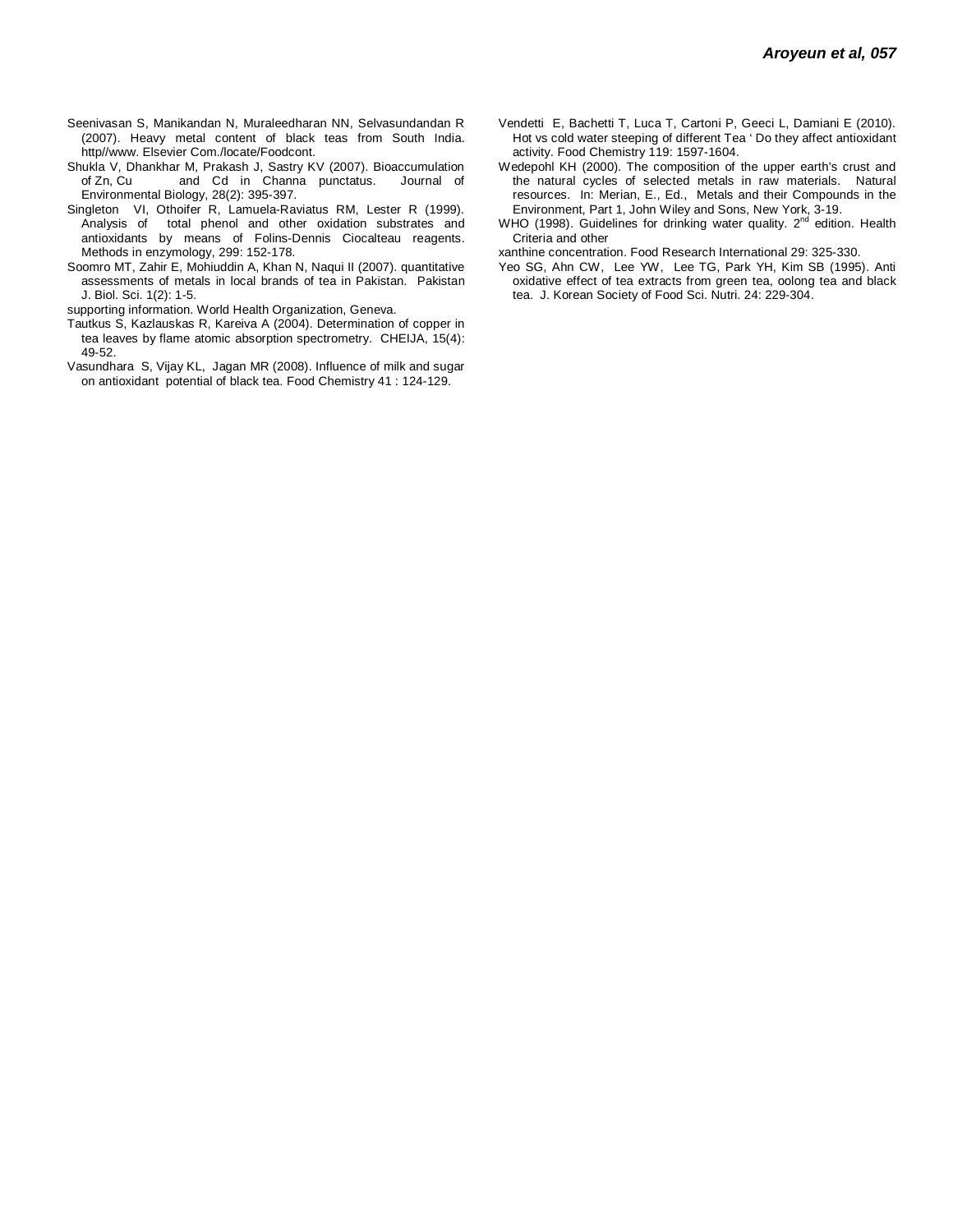Seenivasan S, Manikandan N, Muraleedharan NN, Selvasundandan R (2007). Heavy metal content of black teas from South India. http//www. Elsevier Com./locate/Foodcont.

Shukla V, Dhankhar M, Prakash J, Sastry KV (2007). Bioaccumulation of Zn, Cu and Cd in Channa punctatus. Journal of Environmental Biology, 28(2): 395-397.

Singleton VI, Othoifer R, Lamuela-Raviatus RM, Lester R (1999). Analysis of total phenol and other oxidation substrates and antioxidants by means of Folins-Dennis Ciocalteau reagents. Methods in enzymology, 299: 152-178.

Soomro MT, Zahir E, Mohiuddin A, Khan N, Naqui II (2007). quantitative assessments of metals in local brands of tea in Pakistan. Pakistan J. Biol. Sci. 1(2): 1-5.

supporting information. World Health Organization, Geneva.

Tautkus S, Kazlauskas R, Kareiva A (2004). Determination of copper in tea leaves by flame atomic absorption spectrometry. CHEIJA, 15(4): 49-52.

Vasundhara S, Vijay KL, Jagan MR (2008). Influence of milk and sugar on antioxidant potential of black tea. Food Chemistry 41 : 124-129.

Vendetti E, Bachetti T, Luca T, Cartoni P, Geeci L, Damiani E (2010). Hot vs cold water steeping of different Tea ' Do they affect antioxidant activity. Food Chemistry 119: 1597-1604.

Wedepohl KH (2000). The composition of the upper earth's crust and the natural cycles of selected metals in raw materials. Natural resources. In: Merian, E., Ed., Metals and their Compounds in the Environment, Part 1, John Wiley and Sons, New York, 3-19.

WHO (1998). Guidelines for drinking water quality. 2nd edition. Health Criteria and other

xanthine concentration. Food Research International 29: 325-330.

Yeo SG, Ahn CW, Lee YW, Lee TG, Park YH, Kim SB (1995). Anti oxidative effect of tea extracts from green tea, oolong tea and black tea. J. Korean Society of Food Sci. Nutri. 24: 229-304.